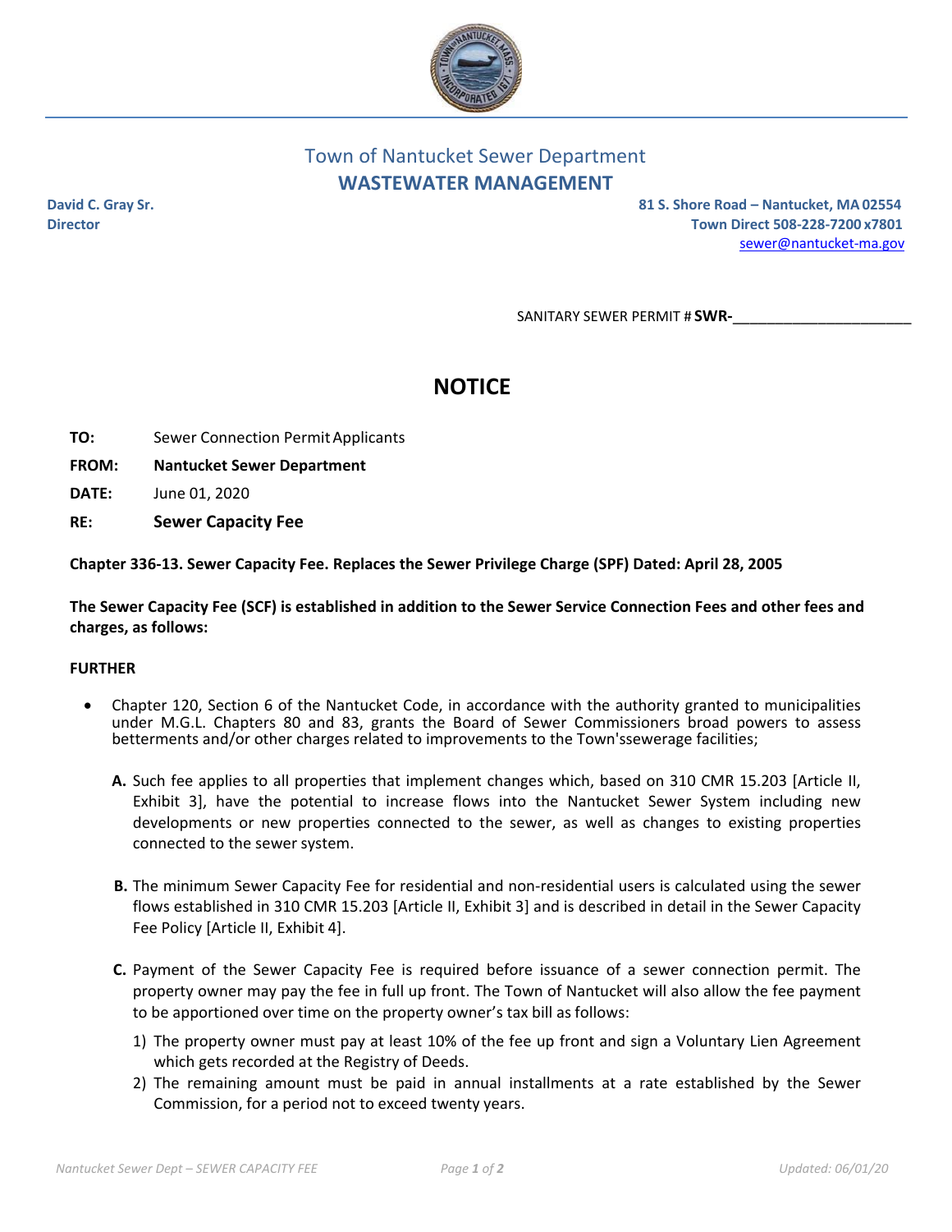## Town of Nantucket Sewer Department
## WASTEWATER MANAGEMENT

**David C. Gray Sr.**
**Director**

**81 S. Shore Road – Nantucket, MA 02554**
**Town Direct 508-228-7200 x7801**
sewer@nantucket-ma.gov

SANITARY SEWER PERMIT # **SWR-**______________________

# NOTICE

**TO:** Sewer Connection Permit Applicants

**FROM:** **Nantucket Sewer Department**

**DATE:** June 01, 2020

**RE:** **Sewer Capacity Fee**

**Chapter 336-13. Sewer Capacity Fee. Replaces the Sewer Privilege Charge (SPF) Dated: April 28, 2005**

**The Sewer Capacity Fee (SCF) is established in addition to the Sewer Service Connection Fees and other fees and charges, as follows:**

**FURTHER**

- Chapter 120, Section 6 of the Nantucket Code, in accordance with the authority granted to municipalities under M.G.L. Chapters 80 and 83, grants the Board of Sewer Commissioners broad powers to assess betterments and/or other charges related to improvements to the Town'ssewerage facilities;

  **A.** Such fee applies to all properties that implement changes which, based on 310 CMR 15.203 [Article II, Exhibit 3], have the potential to increase flows into the Nantucket Sewer System including new developments or new properties connected to the sewer, as well as changes to existing properties connected to the sewer system.

  **B.** The minimum Sewer Capacity Fee for residential and non-residential users is calculated using the sewer flows established in 310 CMR 15.203 [Article II, Exhibit 3] and is described in detail in the Sewer Capacity Fee Policy [Article II, Exhibit 4].

  **C.** Payment of the Sewer Capacity Fee is required before issuance of a sewer connection permit. The property owner may pay the fee in full up front. The Town of Nantucket will also allow the fee payment to be apportioned over time on the property owner's tax bill as follows:

  1) The property owner must pay at least 10% of the fee up front and sign a Voluntary Lien Agreement which gets recorded at the Registry of Deeds.
  2) The remaining amount must be paid in annual installments at a rate established by the Sewer Commission, for a period not to exceed twenty years.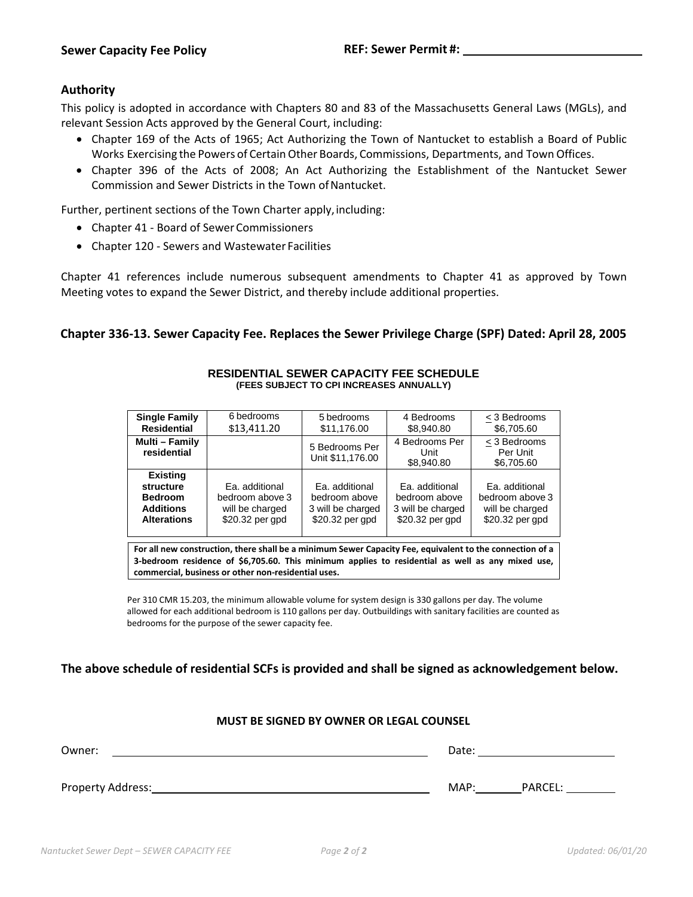**Sewer Capacity Fee Policy** **REF: Sewer Permit #: ______________________**

## Authority

This policy is adopted in accordance with Chapters 80 and 83 of the Massachusetts General Laws (MGLs), and relevant Session Acts approved by the General Court, including:

- Chapter 169 of the Acts of 1965; Act Authorizing the Town of Nantucket to establish a Board of Public Works Exercising the Powers of Certain Other Boards, Commissions, Departments, and Town Offices.
- Chapter 396 of the Acts of 2008; An Act Authorizing the Establishment of the Nantucket Sewer Commission and Sewer Districts in the Town of Nantucket.

Further, pertinent sections of the Town Charter apply, including:

- Chapter 41 - Board of Sewer Commissioners
- Chapter 120 - Sewers and Wastewater Facilities

Chapter 41 references include numerous subsequent amendments to Chapter 41 as approved by Town Meeting votes to expand the Sewer District, and thereby include additional properties.

## Chapter 336-13. Sewer Capacity Fee. Replaces the Sewer Privilege Charge (SPF) Dated: April 28, 2005

**RESIDENTIAL SEWER CAPACITY FEE SCHEDULE**
**(FEES SUBJECT TO CPI INCREASES ANNUALLY)**

| | | | | |
|---|---|---|---|---|
| **Single Family Residential** | 6 bedrooms $13,411.20 | 5 bedrooms $11,176.00 | 4 Bedrooms $8,940.80 | < 3 Bedrooms $6,705.60 |
| **Multi – Family residential** | | 5 Bedrooms Per Unit $11,176.00 | 4 Bedrooms Per Unit $8,940.80 | < 3 Bedrooms Per Unit $6,705.60 |
| **Existing structure Bedroom Additions Alterations** | Ea. additional bedroom above 3 will be charged $20.32 per gpd | Ea. additional bedroom above 3 will be charged $20.32 per gpd | Ea. additional bedroom above 3 will be charged $20.32 per gpd | Ea. additional bedroom above 3 will be charged $20.32 per gpd |

**For all new construction, there shall be a minimum Sewer Capacity Fee, equivalent to the connection of a 3-bedroom residence of $6,705.60. This minimum applies to residential as well as any mixed use, commercial, business or other non-residential uses.**

Per 310 CMR 15.203, the minimum allowable volume for system design is 330 gallons per day. The volume allowed for each additional bedroom is 110 gallons per day. Outbuildings with sanitary facilities are counted as bedrooms for the purpose of the sewer capacity fee.

**The above schedule of residential SCFs is provided and shall be signed as acknowledgement below.**

**MUST BE SIGNED BY OWNER OR LEGAL COUNSEL**

Owner: ______________________________ Date: ______________________

Property Address: ______________________________ MAP: ________ PARCEL: ________